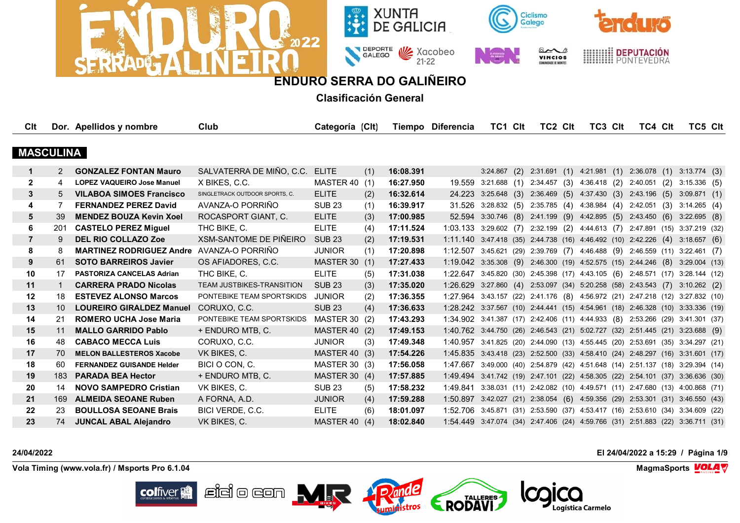# ENDURO SERRA DO GALIÑEIRO

## Clasificación General

| Clt | Dor. | Apellidos y nombre | Club | Categoría | (Clt) | Tiempo | Diferencia | TC1 | Clt | TC2 | Clt | TC3 | Clt | TC4 | Clt | TC5 | Clt |
|---|---|---|---|---|---|---|---|---|---|---|---|---|---|---|---|---|---|
| **MASCULINA** | | | | | | | | | | | | | | | | | |
| 1 | 2 | **GONZALEZ FONTAN Mauro** | SALVATERRA DE MIÑO, C.C. | ELITE | (1) | **16:08.391** | | 3:24.867 | (2) | 2:31.691 | (1) | 4:21.981 | (1) | 2:36.078 | (1) | 3:13.774 | (3) |
| 2 | 4 | **LOPEZ VAQUEIRO Jose Manuel** | X BIKES, C.C. | MASTER 40 | (1) | **16:27.950** | 19.559 | 3:21.688 | (1) | 2:34.457 | (3) | 4:36.418 | (2) | 2:40.051 | (2) | 3:15.336 | (5) |
| 3 | 5 | **VILABOA SIMOES Francisco** | SINGLETRACK OUTDOOR SPORTS, C. | ELITE | (2) | **16:32.614** | 24.223 | 3:25.648 | (3) | 2:36.469 | (5) | 4:37.430 | (3) | 2:43.196 | (5) | 3:09.871 | (1) |
| 4 | 7 | **FERNANDEZ PEREZ David** | AVANZA-O PORRIÑO | SUB 23 | (1) | **16:39.917** | 31.526 | 3:28.832 | (5) | 2:35.785 | (4) | 4:38.984 | (4) | 2:42.051 | (3) | 3:14.265 | (4) |
| 5 | 39 | **MENDEZ BOUZA Kevin Xoel** | ROCASPORT GIANT, C. | ELITE | (3) | **17:00.985** | 52.594 | 3:30.746 | (8) | 2:41.199 | (9) | 4:42.895 | (5) | 2:43.450 | (6) | 3:22.695 | (8) |
| 6 | 201 | **CASTELO PEREZ Miguel** | THC BIKE, C. | ELITE | (4) | **17:11.524** | 1:03.133 | 3:29.602 | (7) | 2:32.199 | (2) | 4:44.613 | (7) | 2:47.891 | (15) | 3:37.219 | (32) |
| 7 | 9 | **DEL RIO COLLAZO Zoe** | XSM-SANTOME DE PIÑEIRO | SUB 23 | (2) | **17:19.531** | 1:11.140 | 3:47.418 | (35) | 2:44.738 | (16) | 4:46.492 | (10) | 2:42.226 | (4) | 3:18.657 | (6) |
| 8 | 8 | **MARTINEZ RODRIGUEZ Andre** | AVANZA-O PORRIÑO | JUNIOR | (1) | **17:20.898** | 1:12.507 | 3:45.621 | (29) | 2:39.769 | (7) | 4:46.488 | (9) | 2:46.559 | (11) | 3:22.461 | (7) |
| 9 | 61 | **SOTO BARREIROS Javier** | OS AFIADORES, C.C. | MASTER 30 | (1) | **17:27.433** | 1:19.042 | 3:35.308 | (9) | 2:46.300 | (19) | 4:52.575 | (15) | 2:44.246 | (8) | 3:29.004 | (13) |
| 10 | 17 | **PASTORIZA CANCELAS Adrian** | THC BIKE, C. | ELITE | (5) | **17:31.038** | 1:22.647 | 3:45.820 | (30) | 2:45.398 | (17) | 4:43.105 | (6) | 2:48.571 | (17) | 3:28.144 | (12) |
| 11 | 1 | **CARRERA PRADO Nicolas** | TEAM JUSTBIKES-TRANSITION | SUB 23 | (3) | **17:35.020** | 1:26.629 | 3:27.860 | (4) | 2:53.097 | (34) | 5:20.258 | (58) | 2:43.543 | (7) | 3:10.262 | (2) |
| 12 | 18 | **ESTEVEZ ALONSO Marcos** | PONTEBIKE TEAM SPORTSKIDS | JUNIOR | (2) | **17:36.355** | 1:27.964 | 3:43.157 | (22) | 2:41.176 | (8) | 4:56.972 | (21) | 2:47.218 | (12) | 3:27.832 | (10) |
| 13 | 10 | **LOUREIRO GIRALDEZ Manuel** | CORUXO, C.C. | SUB 23 | (4) | **17:36.633** | 1:28.242 | 3:37.567 | (10) | 2:44.441 | (15) | 4:54.961 | (18) | 2:46.328 | (10) | 3:33.336 | (19) |
| 14 | 21 | **ROMERO UCHA Jose Maria** | PONTEBIKE TEAM SPORTSKIDS | MASTER 30 | (2) | **17:43.293** | 1:34.902 | 3:41.387 | (17) | 2:42.406 | (11) | 4:44.933 | (8) | 2:53.266 | (29) | 3:41.301 | (37) |
| 15 | 11 | **MALLO GARRIDO Pablo** | + ENDURO MTB, C. | MASTER 40 | (2) | **17:49.153** | 1:40.762 | 3:44.750 | (26) | 2:46.543 | (21) | 5:02.727 | (32) | 2:51.445 | (21) | 3:23.688 | (9) |
| 16 | 48 | **CABACO MECCA Luis** | CORUXO, C.C. | JUNIOR | (3) | **17:49.348** | 1:40.957 | 3:41.825 | (20) | 2:44.090 | (13) | 4:55.445 | (20) | 2:53.691 | (35) | 3:34.297 | (21) |
| 17 | 70 | **MELON BALLESTEROS Xacobe** | VK BIKES, C. | MASTER 40 | (3) | **17:54.226** | 1:45.835 | 3:43.418 | (23) | 2:52.500 | (33) | 4:58.410 | (24) | 2:48.297 | (16) | 3:31.601 | (17) |
| 18 | 60 | **FERNANDEZ GUISANDE Helder** | BICI O CON, C. | MASTER 30 | (3) | **17:56.058** | 1:47.667 | 3:49.000 | (40) | 2:54.879 | (42) | 4:51.648 | (14) | 2:51.137 | (18) | 3:29.394 | (14) |
| 19 | 183 | **PARADA BEA Hector** | + ENDURO MTB, C. | MASTER 30 | (4) | **17:57.885** | 1:49.494 | 3:41.742 | (19) | 2:47.101 | (22) | 4:58.305 | (22) | 2:54.101 | (37) | 3:36.636 | (30) |
| 20 | 14 | **NOVO SAMPEDRO Cristian** | VK BIKES, C. | SUB 23 | (5) | **17:58.232** | 1:49.841 | 3:38.031 | (11) | 2:42.082 | (10) | 4:49.571 | (11) | 2:47.680 | (13) | 4:00.868 | (71) |
| 21 | 169 | **ALMEIDA SEOANE Ruben** | A FORNA, A.D. | JUNIOR | (4) | **17:59.288** | 1:50.897 | 3:42.027 | (21) | 2:38.054 | (6) | 4:59.356 | (29) | 2:53.301 | (31) | 3:46.550 | (43) |
| 22 | 23 | **BOULLOSA SEOANE Brais** | BICI VERDE, C.C. | ELITE | (6) | **18:01.097** | 1:52.706 | 3:45.871 | (31) | 2:53.590 | (37) | 4:53.417 | (16) | 2:53.610 | (34) | 3:34.609 | (22) |
| 23 | 74 | **JUNCAL ABAL Alejandro** | VK BIKES, C. | MASTER 40 | (4) | **18:02.840** | 1:54.449 | 3:47.074 | (34) | 2:47.406 | (24) | 4:59.766 | (31) | 2:51.883 | (22) | 3:36.711 | (31) |

24/04/2022

Vola Timing (www.vola.fr) / Msports Pro 6.1.04

El 24/04/2022 a 15:29

MagmaSports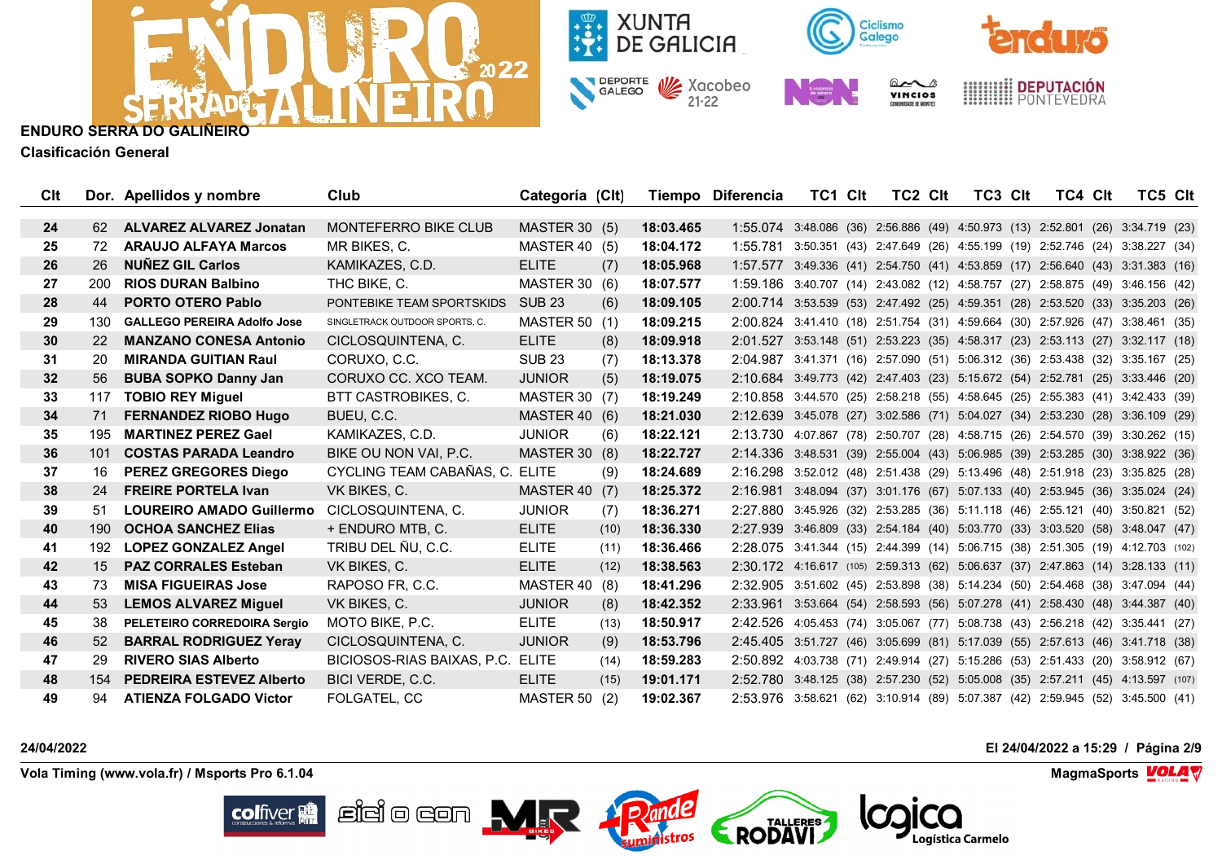**ENDURO SERRA DO GALIÑEIRO**

**Clasificación General**

| Clt | Dor. | Apellidos y nombre | Club | Categoría | (Clt) | Tiempo | Diferencia | TC1 | Clt | TC2 | Clt | TC3 | Clt | TC4 | Clt | TC5 | Clt |
|---|---|---|---|---|---|---|---|---|---|---|---|---|---|---|---|---|---|
| 24 | 62 | **ALVAREZ ALVAREZ Jonatan** | MONTEFERRO BIKE CLUB | MASTER 30 | (5) | **18:03.465** | 1:55.074 | 3:48.086 | (36) | 2:56.886 | (49) | 4:50.973 | (13) | 2:52.801 | (26) | 3:34.719 | (23) |
| 25 | 72 | **ARAUJO ALFAYA Marcos** | MR BIKES, C. | MASTER 40 | (5) | **18:04.172** | 1:55.781 | 3:50.351 | (43) | 2:47.649 | (26) | 4:55.199 | (19) | 2:52.746 | (24) | 3:38.227 | (34) |
| 26 | 26 | **NUÑEZ GIL Carlos** | KAMIKAZES, C.D. | ELITE | (7) | **18:05.968** | 1:57.577 | 3:49.336 | (41) | 2:54.750 | (41) | 4:53.859 | (17) | 2:56.640 | (43) | 3:31.383 | (16) |
| 27 | 200 | **RIOS DURAN Balbino** | THC BIKE, C. | MASTER 30 | (6) | **18:07.577** | 1:59.186 | 3:40.707 | (14) | 2:43.082 | (12) | 4:58.757 | (27) | 2:58.875 | (49) | 3:46.156 | (42) |
| 28 | 44 | **PORTO OTERO Pablo** | PONTEBIKE TEAM SPORTSKIDS | SUB 23 | (6) | **18:09.105** | 2:00.714 | 3:53.539 | (53) | 2:47.492 | (25) | 4:59.351 | (28) | 2:53.520 | (33) | 3:35.203 | (26) |
| 29 | 130 | **GALLEGO PEREIRA Adolfo Jose** | SINGLETRACK OUTDOOR SPORTS, C. | MASTER 50 | (1) | **18:09.215** | 2:00.824 | 3:41.410 | (18) | 2:51.754 | (31) | 4:59.664 | (30) | 2:57.926 | (47) | 3:38.461 | (35) |
| 30 | 22 | **MANZANO CONESA Antonio** | CICLOSQUINTENA, C. | ELITE | (8) | **18:09.918** | 2:01.527 | 3:53.148 | (51) | 2:53.223 | (35) | 4:58.317 | (23) | 2:53.113 | (27) | 3:32.117 | (18) |
| 31 | 20 | **MIRANDA GUITIAN Raul** | CORUXO, C.C. | SUB 23 | (7) | **18:13.378** | 2:04.987 | 3:41.371 | (16) | 2:57.090 | (51) | 5:06.312 | (36) | 2:53.438 | (32) | 3:35.167 | (25) |
| 32 | 56 | **BUBA SOPKO Danny Jan** | CORUXO CC. XCO TEAM. | JUNIOR | (5) | **18:19.075** | 2:10.684 | 3:49.773 | (42) | 2:47.403 | (23) | 5:15.672 | (54) | 2:52.781 | (25) | 3:33.446 | (20) |
| 33 | 117 | **TOBIO REY Miguel** | BTT CASTROBIKES, C. | MASTER 30 | (7) | **18:19.249** | 2:10.858 | 3:44.570 | (25) | 2:58.218 | (55) | 4:58.645 | (25) | 2:55.383 | (41) | 3:42.433 | (39) |
| 34 | 71 | **FERNANDEZ RIOBO Hugo** | BUEU, C.C. | MASTER 40 | (6) | **18:21.030** | 2:12.639 | 3:45.078 | (27) | 3:02.586 | (71) | 5:04.027 | (34) | 2:53.230 | (28) | 3:36.109 | (29) |
| 35 | 195 | **MARTINEZ PEREZ Gael** | KAMIKAZES, C.D. | JUNIOR | (6) | **18:22.121** | 2:13.730 | 4:07.867 | (78) | 2:50.707 | (28) | 4:58.715 | (26) | 2:54.570 | (39) | 3:30.262 | (15) |
| 36 | 101 | **COSTAS PARADA Leandro** | BIKE OU NON VAI, P.C. | MASTER 30 | (8) | **18:22.727** | 2:14.336 | 3:48.531 | (39) | 2:55.004 | (43) | 5:06.985 | (39) | 2:53.285 | (30) | 3:38.922 | (36) |
| 37 | 16 | **PEREZ GREGORES Diego** | CYCLING TEAM CABAÑAS, C. | ELITE | (9) | **18:24.689** | 2:16.298 | 3:52.012 | (48) | 2:51.438 | (29) | 5:13.496 | (48) | 2:51.918 | (23) | 3:35.825 | (28) |
| 38 | 24 | **FREIRE PORTELA Ivan** | VK BIKES, C. | MASTER 40 | (7) | **18:25.372** | 2:16.981 | 3:48.094 | (37) | 3:01.176 | (67) | 5:07.133 | (40) | 2:53.945 | (36) | 3:35.024 | (24) |
| 39 | 51 | **LOUREIRO AMADO Guillermo** | CICLOSQUINTENA, C. | JUNIOR | (7) | **18:36.271** | 2:27.880 | 3:45.926 | (32) | 2:53.285 | (36) | 5:11.118 | (46) | 2:55.121 | (40) | 3:50.821 | (52) |
| 40 | 190 | **OCHOA SANCHEZ Elias** | + ENDURO MTB, C. | ELITE | (10) | **18:36.330** | 2:27.939 | 3:46.809 | (33) | 2:54.184 | (40) | 5:03.770 | (33) | 3:03.520 | (58) | 3:48.047 | (47) |
| 41 | 192 | **LOPEZ GONZALEZ Angel** | TRIBU DEL ÑU, C.C. | ELITE | (11) | **18:36.466** | 2:28.075 | 3:41.344 | (15) | 2:44.399 | (14) | 5:06.715 | (38) | 2:51.305 | (19) | 4:12.703 | (102) |
| 42 | 15 | **PAZ CORRALES Esteban** | VK BIKES, C. | ELITE | (12) | **18:38.563** | 2:30.172 | 4:16.617 | (105) | 2:59.313 | (62) | 5:06.637 | (37) | 2:47.863 | (14) | 3:28.133 | (11) |
| 43 | 73 | **MISA FIGUEIRAS Jose** | RAPOSO FR, C.C. | MASTER 40 | (8) | **18:41.296** | 2:32.905 | 3:51.602 | (45) | 2:53.898 | (38) | 5:14.234 | (50) | 2:54.468 | (38) | 3:47.094 | (44) |
| 44 | 53 | **LEMOS ALVAREZ Miguel** | VK BIKES, C. | JUNIOR | (8) | **18:42.352** | 2:33.961 | 3:53.664 | (54) | 2:58.593 | (56) | 5:07.278 | (41) | 2:58.430 | (48) | 3:44.387 | (40) |
| 45 | 38 | **PELETEIRO CORREDOIRA Sergio** | MOTO BIKE, P.C. | ELITE | (13) | **18:50.917** | 2:42.526 | 4:05.453 | (74) | 3:05.067 | (77) | 5:08.738 | (43) | 2:56.218 | (42) | 3:35.441 | (27) |
| 46 | 52 | **BARRAL RODRIGUEZ Yeray** | CICLOSQUINTENA, C. | JUNIOR | (9) | **18:53.796** | 2:45.405 | 3:51.727 | (46) | 3:05.699 | (81) | 5:17.039 | (55) | 2:57.613 | (46) | 3:41.718 | (38) |
| 47 | 29 | **RIVERO SIAS Alberto** | BICIOSOS-RIAS BAIXAS, P.C. | ELITE | (14) | **18:59.283** | 2:50.892 | 4:03.738 | (71) | 2:49.914 | (27) | 5:15.286 | (53) | 2:51.433 | (20) | 3:58.912 | (67) |
| 48 | 154 | **PEDREIRA ESTEVEZ Alberto** | BICI VERDE, C.C. | ELITE | (15) | **19:01.171** | 2:52.780 | 3:48.125 | (38) | 2:57.230 | (52) | 5:05.008 | (35) | 2:57.211 | (45) | 4:13.597 | (107) |
| 49 | 94 | **ATIENZA FOLGADO Victor** | FOLGATEL, CC | MASTER 50 | (2) | **19:02.367** | 2:53.976 | 3:58.621 | (62) | 3:10.914 | (89) | 5:07.387 | (42) | 2:59.945 | (52) | 3:45.500 | (41) |

**24/04/2022** | **El 24/04/2022 a 15:29**

**Vola Timing (www.vola.fr) / Msports Pro 6.1.04** | **MagmaSports**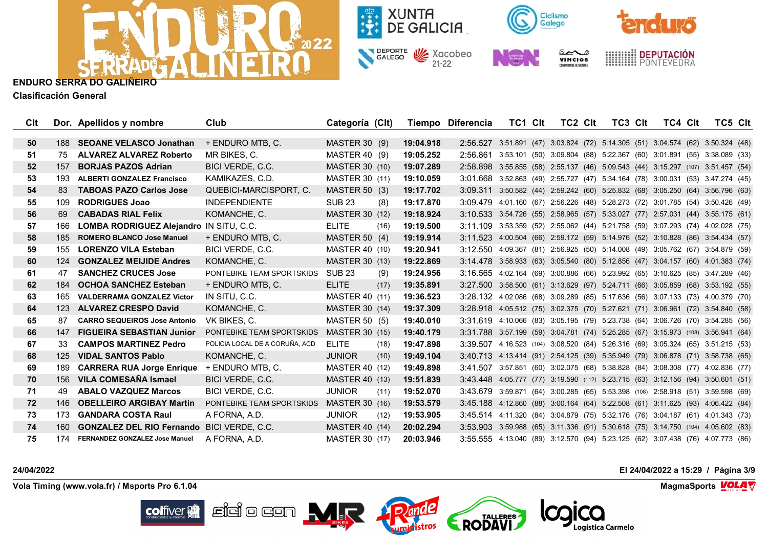## ENDURO SERRA DO GALIÑEIRO

**Clasificación General**

| Clt | Dor. | Apellidos y nombre | Club | Categoría | (Clt) | Tiempo | Diferencia | TC1 | Clt | TC2 | Clt | TC3 | Clt | TC4 | Clt | TC5 | Clt |
|---|---|---|---|---|---|---|---|---|---|---|---|---|---|---|---|---|---|
| 50 | 188 | SEOANE VELASCO Jonathan | + ENDURO MTB, C. | MASTER 30 | (9) | 19:04.918 | 2:56.527 | 3:51.891 | (47) | 3:03.824 | (72) | 5:14.305 | (51) | 3:04.574 | (62) | 3:50.324 | (48) |
| 51 | 75 | ALVAREZ ALVAREZ Roberto | MR BIKES, C. | MASTER 40 | (9) | 19:05.252 | 2:56.861 | 3:53.101 | (50) | 3:09.804 | (88) | 5:22.367 | (60) | 3:01.891 | (55) | 3:38.089 | (33) |
| 52 | 157 | BORJAS PAZOS Adrian | BICI VERDE, C.C. | MASTER 30 | (10) | 19:07.289 | 2:58.898 | 3:55.855 | (58) | 2:55.137 | (46) | 5:09.543 | (44) | 3:15.297 | (107) | 3:51.457 | (54) |
| 53 | 193 | ALBERTI GONZALEZ Francisco | KAMIKAZES, C.D. | MASTER 30 | (11) | 19:10.059 | 3:01.668 | 3:52.863 | (49) | 2:55.727 | (47) | 5:34.164 | (78) | 3:00.031 | (53) | 3:47.274 | (45) |
| 54 | 83 | TABOAS PAZO Carlos Jose | QUEBICI-MARCISPORT, C. | MASTER 50 | (3) | 19:17.702 | 3:09.311 | 3:50.582 | (44) | 2:59.242 | (60) | 5:25.832 | (68) | 3:05.250 | (64) | 3:56.796 | (63) |
| 55 | 109 | RODRIGUES Joao | INDEPENDIENTE | SUB 23 | (8) | 19:17.870 | 3:09.479 | 4:01.160 | (67) | 2:56.226 | (48) | 5:28.273 | (72) | 3:01.785 | (54) | 3:50.426 | (49) |
| 56 | 69 | CABADAS RIAL Felix | KOMANCHE, C. | MASTER 30 | (12) | 19:18.924 | 3:10.533 | 3:54.726 | (55) | 2:58.965 | (57) | 5:33.027 | (77) | 2:57.031 | (44) | 3:55.175 | (61) |
| 57 | 166 | LOMBA RODRIGUEZ Alejandro | IN SITU, C.C. | ELITE | (16) | 19:19.500 | 3:11.109 | 3:53.359 | (52) | 2:55.062 | (44) | 5:21.758 | (59) | 3:07.293 | (74) | 4:02.028 | (75) |
| 58 | 185 | ROMERO BLANCO Jose Manuel | + ENDURO MTB, C. | MASTER 50 | (4) | 19:19.914 | 3:11.523 | 4:00.504 | (66) | 2:59.172 | (59) | 5:14.976 | (52) | 3:10.828 | (86) | 3:54.434 | (57) |
| 59 | 155 | LORENZO VILA Esteban | BICI VERDE, C.C. | MASTER 40 | (10) | 19:20.941 | 3:12.550 | 4:09.367 | (81) | 2:56.925 | (50) | 5:14.008 | (49) | 3:05.762 | (67) | 3:54.879 | (59) |
| 60 | 124 | GONZALEZ MEIJIDE Andres | KOMANCHE, C. | MASTER 30 | (13) | 19:22.869 | 3:14.478 | 3:58.933 | (63) | 3:05.540 | (80) | 5:12.856 | (47) | 3:04.157 | (60) | 4:01.383 | (74) |
| 61 | 47 | SANCHEZ CRUCES Jose | PONTEBIKE TEAM SPORTSKIDS | SUB 23 | (9) | 19:24.956 | 3:16.565 | 4:02.164 | (69) | 3:00.886 | (66) | 5:23.992 | (65) | 3:10.625 | (85) | 3:47.289 | (46) |
| 62 | 184 | OCHOA SANCHEZ Esteban | + ENDURO MTB, C. | ELITE | (17) | 19:35.891 | 3:27.500 | 3:58.500 | (61) | 3:13.629 | (97) | 5:24.711 | (66) | 3:05.859 | (68) | 3:53.192 | (55) |
| 63 | 165 | VALDERRAMA GONZALEZ Victor | IN SITU, C.C. | MASTER 40 | (11) | 19:36.523 | 3:28.132 | 4:02.086 | (68) | 3:09.289 | (85) | 5:17.636 | (56) | 3:07.133 | (73) | 4:00.379 | (70) |
| 64 | 123 | ALVAREZ CRESPO David | KOMANCHE, C. | MASTER 30 | (14) | 19:37.309 | 3:28.918 | 4:05.512 | (75) | 3:02.375 | (70) | 5:27.621 | (71) | 3:06.961 | (72) | 3:54.840 | (58) |
| 65 | 87 | CARRO SEQUEIROS Jose Antonio | VK BIKES, C. | MASTER 50 | (5) | 19:40.010 | 3:31.619 | 4:10.066 | (83) | 3:05.195 | (79) | 5:23.738 | (64) | 3:06.726 | (70) | 3:54.285 | (56) |
| 66 | 147 | FIGUEIRA SEBASTIAN Junior | PONTEBIKE TEAM SPORTSKIDS | MASTER 30 | (15) | 19:40.179 | 3:31.788 | 3:57.199 | (59) | 3:04.781 | (74) | 5:25.285 | (67) | 3:15.973 | (108) | 3:56.941 | (64) |
| 67 | 33 | CAMPOS MARTINEZ Pedro | POLICIA LOCAL DE A CORUÑA, ACD | ELITE | (18) | 19:47.898 | 3:39.507 | 4:16.523 | (104) | 3:08.520 | (84) | 5:26.316 | (69) | 3:05.324 | (65) | 3:51.215 | (53) |
| 68 | 125 | VIDAL SANTOS Pablo | KOMANCHE, C. | JUNIOR | (10) | 19:49.104 | 3:40.713 | 4:13.414 | (91) | 2:54.125 | (39) | 5:35.949 | (79) | 3:06.878 | (71) | 3:58.738 | (65) |
| 69 | 189 | CARRERA RUA Jorge Enrique | + ENDURO MTB, C. | MASTER 40 | (12) | 19:49.898 | 3:41.507 | 3:57.851 | (60) | 3:02.075 | (68) | 5:38.828 | (84) | 3:08.308 | (77) | 4:02.836 | (77) |
| 70 | 156 | VILA COMESAÑA Ismael | BICI VERDE, C.C. | MASTER 40 | (13) | 19:51.839 | 3:43.448 | 4:05.777 | (77) | 3:19.590 | (112) | 5:23.715 | (63) | 3:12.156 | (94) | 3:50.601 | (51) |
| 71 | 49 | ABALO VAZQUEZ Marcos | BICI VERDE, C.C. | JUNIOR | (11) | 19:52.070 | 3:43.679 | 3:59.871 | (64) | 3:00.285 | (65) | 5:53.398 | (108) | 2:58.918 | (51) | 3:59.598 | (69) |
| 72 | 146 | OBELLEIRO ARGIBAY Martin | PONTEBIKE TEAM SPORTSKIDS | MASTER 30 | (16) | 19:53.579 | 3:45.188 | 4:12.860 | (88) | 3:00.164 | (64) | 5:22.508 | (61) | 3:11.625 | (93) | 4:06.422 | (84) |
| 73 | 173 | GANDARA COSTA Raul | A FORNA, A.D. | JUNIOR | (12) | 19:53.905 | 3:45.514 | 4:11.320 | (84) | 3:04.879 | (75) | 5:32.176 | (76) | 3:04.187 | (61) | 4:01.343 | (73) |
| 74 | 160 | GONZALEZ DEL RIO Fernando | BICI VERDE, C.C. | MASTER 40 | (14) | 20:02.294 | 3:53.903 | 3:59.988 | (65) | 3:11.336 | (91) | 5:30.618 | (75) | 3:14.750 | (104) | 4:05.602 | (83) |
| 75 | 174 | FERNANDEZ GONZALEZ Jose Manuel | A FORNA, A.D. | MASTER 30 | (17) | 20:03.946 | 3:55.555 | 4:13.040 | (89) | 3:12.570 | (94) | 5:23.125 | (62) | 3:07.438 | (76) | 4:07.773 | (86) |

24/04/2022 — El 24/04/2022 a 15:29

Vola Timing (www.vola.fr) / Msports Pro 6.1.04 — MagmaSports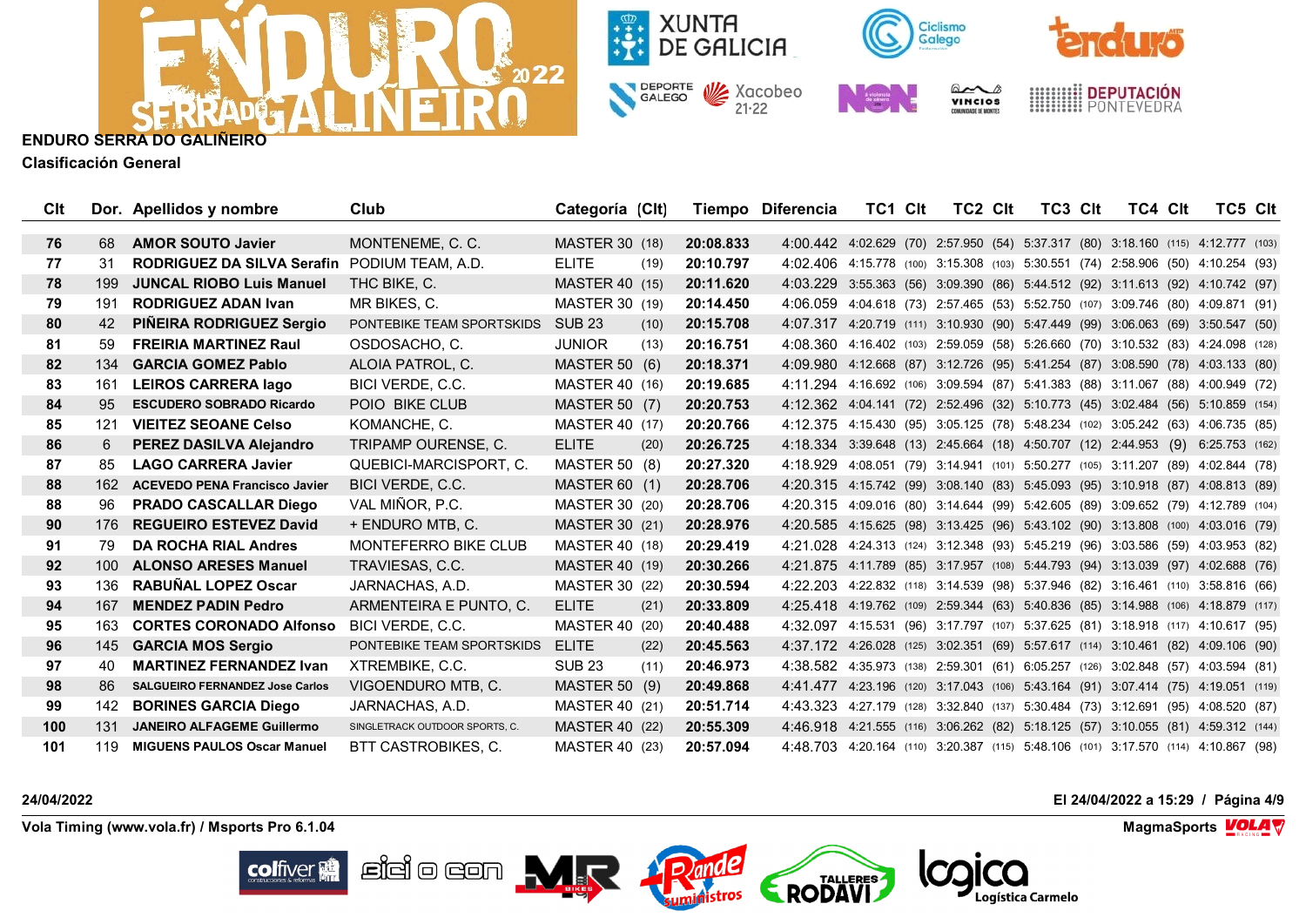**ENDURO SERRA DO GALIÑEIRO**

**Clasificación General**

| Clt | Dor. | Apellidos y nombre | Club | Categoría | (Clt) | Tiempo | Diferencia | TC1 | Clt | TC2 | Clt | TC3 | Clt | TC4 | Clt | TC5 | Clt |
|---|---|---|---|---|---|---|---|---|---|---|---|---|---|---|---|---|---|
| 76 | 68 | AMOR SOUTO Javier | MONTENEME, C. C. | MASTER 30 | (18) | 20:08.833 | 4:00.442 | 4:02.629 | (70) | 2:57.950 | (54) | 5:37.317 | (80) | 3:18.160 | (115) | 4:12.777 | (103) |
| 77 | 31 | RODRIGUEZ DA SILVA Serafin | PODIUM TEAM, A.D. | ELITE | (19) | 20:10.797 | 4:02.406 | 4:15.778 | (100) | 3:15.308 | (103) | 5:30.551 | (74) | 2:58.906 | (50) | 4:10.254 | (93) |
| 78 | 199 | JUNCAL RIOBO Luis Manuel | THC BIKE, C. | MASTER 40 | (15) | 20:11.620 | 4:03.229 | 3:55.363 | (56) | 3:09.390 | (86) | 5:44.512 | (92) | 3:11.613 | (92) | 4:10.742 | (97) |
| 79 | 191 | RODRIGUEZ ADAN Ivan | MR BIKES, C. | MASTER 30 | (19) | 20:14.450 | 4:06.059 | 4:04.618 | (73) | 2:57.465 | (53) | 5:52.750 | (107) | 3:09.746 | (80) | 4:09.871 | (91) |
| 80 | 42 | PIÑEIRA RODRIGUEZ Sergio | PONTEBIKE TEAM SPORTSKIDS | SUB 23 | (10) | 20:15.708 | 4:07.317 | 4:20.719 | (111) | 3:10.930 | (90) | 5:47.449 | (99) | 3:06.063 | (69) | 3:50.547 | (50) |
| 81 | 59 | FREIRIA MARTINEZ Raul | OSDOSACHO, C. | JUNIOR | (13) | 20:16.751 | 4:08.360 | 4:16.402 | (103) | 2:59.059 | (58) | 5:26.660 | (70) | 3:10.532 | (83) | 4:24.098 | (128) |
| 82 | 134 | GARCIA GOMEZ Pablo | ALOIA PATROL, C. | MASTER 50 | (6) | 20:18.371 | 4:09.980 | 4:12.668 | (87) | 3:12.726 | (95) | 5:41.254 | (87) | 3:08.590 | (78) | 4:03.133 | (80) |
| 83 | 161 | LEIROS CARRERA Iago | BICI VERDE, C.C. | MASTER 40 | (16) | 20:19.685 | 4:11.294 | 4:16.692 | (106) | 3:09.594 | (87) | 5:41.383 | (88) | 3:11.067 | (88) | 4:00.949 | (72) |
| 84 | 95 | ESCUDERO SOBRADO Ricardo | POIO BIKE CLUB | MASTER 50 | (7) | 20:20.753 | 4:12.362 | 4:04.141 | (72) | 2:52.496 | (32) | 5:10.773 | (45) | 3:02.484 | (56) | 5:10.859 | (154) |
| 85 | 121 | VIEITEZ SEOANE Celso | KOMANCHE, C. | MASTER 40 | (17) | 20:20.766 | 4:12.375 | 4:15.430 | (95) | 3:05.125 | (78) | 5:48.234 | (102) | 3:05.242 | (63) | 4:06.735 | (85) |
| 86 | 6 | PEREZ DASILVA Alejandro | TRIPAMP OURENSE, C. | ELITE | (20) | 20:26.725 | 4:18.334 | 3:39.648 | (13) | 2:45.664 | (18) | 4:50.707 | (12) | 2:44.953 | (9) | 6:25.753 | (162) |
| 87 | 85 | LAGO CARRERA Javier | QUEBICI-MARCISPORT, C. | MASTER 50 | (8) | 20:27.320 | 4:18.929 | 4:08.051 | (79) | 3:14.941 | (101) | 5:50.277 | (105) | 3:11.207 | (89) | 4:02.844 | (78) |
| 88 | 162 | ACEVEDO PENA Francisco Javier | BICI VERDE, C.C. | MASTER 60 | (1) | 20:28.706 | 4:20.315 | 4:15.742 | (99) | 3:08.140 | (83) | 5:45.093 | (95) | 3:10.918 | (87) | 4:08.813 | (89) |
| 88 | 96 | PRADO CASCALLAR Diego | VAL MIÑOR, P.C. | MASTER 30 | (20) | 20:28.706 | 4:20.315 | 4:09.016 | (80) | 3:14.644 | (99) | 5:42.605 | (89) | 3:09.652 | (79) | 4:12.789 | (104) |
| 90 | 176 | REGUEIRO ESTEVEZ David | + ENDURO MTB, C. | MASTER 30 | (21) | 20:28.976 | 4:20.585 | 4:15.625 | (98) | 3:13.425 | (96) | 5:43.102 | (90) | 3:13.808 | (100) | 4:03.016 | (79) |
| 91 | 79 | DA ROCHA RIAL Andres | MONTEFERRO BIKE CLUB | MASTER 40 | (18) | 20:29.419 | 4:21.028 | 4:24.313 | (124) | 3:12.348 | (93) | 5:45.219 | (96) | 3:03.586 | (59) | 4:03.953 | (82) |
| 92 | 100 | ALONSO ARESES Manuel | TRAVIESAS, C.C. | MASTER 40 | (19) | 20:30.266 | 4:21.875 | 4:11.789 | (85) | 3:17.957 | (108) | 5:44.793 | (94) | 3:13.039 | (97) | 4:02.688 | (76) |
| 93 | 136 | RABUÑAL LOPEZ Oscar | JARNACHAS, A.D. | MASTER 30 | (22) | 20:30.594 | 4:22.203 | 4:22.832 | (118) | 3:14.539 | (98) | 5:37.946 | (82) | 3:16.461 | (110) | 3:58.816 | (66) |
| 94 | 167 | MENDEZ PADIN Pedro | ARMENTEIRA E PUNTO, C. | ELITE | (21) | 20:33.809 | 4:25.418 | 4:19.762 | (109) | 2:59.344 | (63) | 5:40.836 | (85) | 3:14.988 | (106) | 4:18.879 | (117) |
| 95 | 163 | CORTES CORONADO Alfonso | BICI VERDE, C.C. | MASTER 40 | (20) | 20:40.488 | 4:32.097 | 4:15.531 | (96) | 3:17.797 | (107) | 5:37.625 | (81) | 3:18.918 | (117) | 4:10.617 | (95) |
| 96 | 145 | GARCIA MOS Sergio | PONTEBIKE TEAM SPORTSKIDS | ELITE | (22) | 20:45.563 | 4:37.172 | 4:26.028 | (125) | 3:02.351 | (69) | 5:57.617 | (114) | 3:10.461 | (82) | 4:09.106 | (90) |
| 97 | 40 | MARTINEZ FERNANDEZ Ivan | XTREMBIKE, C.C. | SUB 23 | (11) | 20:46.973 | 4:38.582 | 4:35.973 | (138) | 2:59.301 | (61) | 6:05.257 | (126) | 3:02.848 | (57) | 4:03.594 | (81) |
| 98 | 86 | SALGUEIRO FERNANDEZ Jose Carlos | VIGOENDURO MTB, C. | MASTER 50 | (9) | 20:49.868 | 4:41.477 | 4:23.196 | (120) | 3:17.043 | (106) | 5:43.164 | (91) | 3:07.414 | (75) | 4:19.051 | (119) |
| 99 | 142 | BORINES GARCIA Diego | JARNACHAS, A.D. | MASTER 40 | (21) | 20:51.714 | 4:43.323 | 4:27.179 | (128) | 3:32.840 | (137) | 5:30.484 | (73) | 3:12.691 | (95) | 4:08.520 | (87) |
| 100 | 131 | JANEIRO ALFAGEME Guillermo | SINGLETRACK OUTDOOR SPORTS, C. | MASTER 40 | (22) | 20:55.309 | 4:46.918 | 4:21.555 | (116) | 3:06.262 | (82) | 5:18.125 | (57) | 3:10.055 | (81) | 4:59.312 | (144) |
| 101 | 119 | MIGUENS PAULOS Oscar Manuel | BTT CASTROBIKES, C. | MASTER 40 | (23) | 20:57.094 | 4:48.703 | 4:20.164 | (110) | 3:20.387 | (115) | 5:48.106 | (101) | 3:17.570 | (114) | 4:10.867 | (98) |

24/04/2022

El 24/04/2022 a 15:29

Vola Timing (www.vola.fr) / Msports Pro 6.1.04

MagmaSports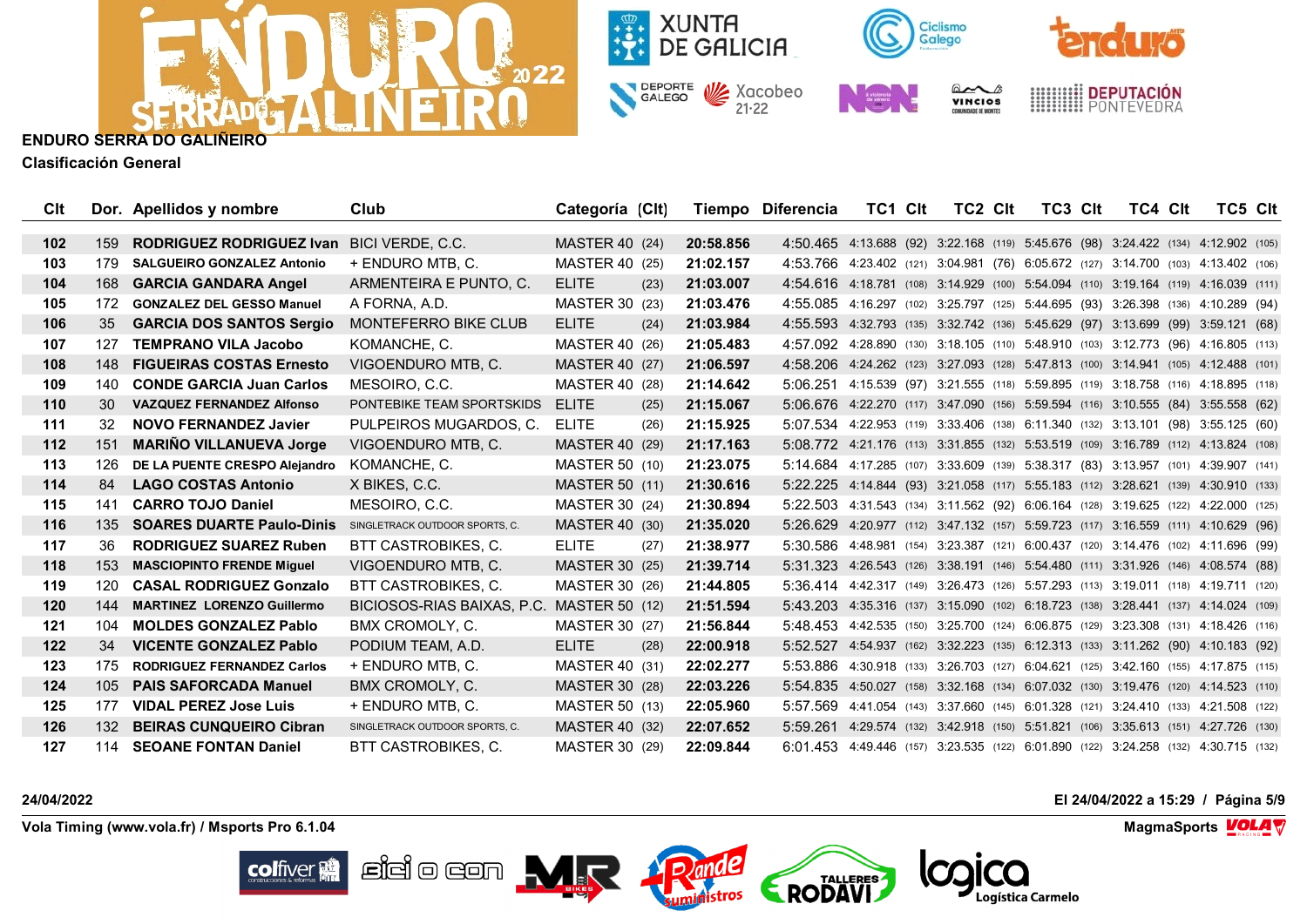## ENDURO SERRA DO GALIÑEIRO

### Clasificación General

| Clt | Dor. | Apellidos y nombre | Club | Categoría | (Clt) | Tiempo | Diferencia | TC1 | Clt | TC2 | Clt | TC3 | Clt | TC4 | Clt | TC5 | Clt |
|---|---|---|---|---|---|---|---|---|---|---|---|---|---|---|---|---|---|
| 102 | 159 | RODRIGUEZ RODRIGUEZ Ivan | BICI VERDE, C.C. | MASTER 40 | (24) | 21:58.856 | 4:50.465 | 4:13.688 | (92) | 3:22.168 | (119) | 5:45.676 | (98) | 3:24.422 | (134) | 4:12.902 | (105) |
| 103 | 179 | SALGUEIRO GONZALEZ Antonio | + ENDURO MTB, C. | MASTER 40 | (25) | 21:02.157 | 4:53.766 | 4:23.402 | (121) | 3:04.981 | (76) | 6:05.672 | (127) | 3:14.700 | (103) | 4:13.402 | (106) |
| 104 | 168 | GARCIA GANDARA Angel | ARMENTEIRA E PUNTO, C. | ELITE | (23) | 21:03.007 | 4:54.616 | 4:18.781 | (108) | 3:14.929 | (100) | 5:54.094 | (110) | 3:19.164 | (119) | 4:16.039 | (111) |
| 105 | 172 | GONZALEZ DEL GESSO Manuel | A FORNA, A.D. | MASTER 30 | (23) | 21:03.476 | 4:55.085 | 4:16.297 | (102) | 3:25.797 | (125) | 5:44.695 | (93) | 3:26.398 | (136) | 4:10.289 | (94) |
| 106 | 35 | GARCIA DOS SANTOS Sergio | MONTEFERRO BIKE CLUB | ELITE | (24) | 21:03.984 | 4:55.593 | 4:32.793 | (135) | 3:32.742 | (136) | 5:45.629 | (97) | 3:13.699 | (99) | 3:59.121 | (68) |
| 107 | 127 | TEMPRANO VILA Jacobo | KOMANCHE, C. | MASTER 40 | (26) | 21:05.483 | 4:57.092 | 4:28.890 | (130) | 3:18.105 | (110) | 5:48.910 | (103) | 3:12.773 | (96) | 4:16.805 | (113) |
| 108 | 148 | FIGUEIRAS COSTAS Ernesto | VIGOENDURO MTB, C. | MASTER 40 | (27) | 21:06.597 | 4:58.206 | 4:24.262 | (123) | 3:27.093 | (128) | 5:47.813 | (100) | 3:14.941 | (105) | 4:12.488 | (101) |
| 109 | 140 | CONDE GARCIA Juan Carlos | MESOIRO, C.C. | MASTER 40 | (28) | 21:14.642 | 5:06.251 | 4:15.539 | (97) | 3:21.555 | (118) | 5:59.895 | (119) | 3:18.758 | (116) | 4:18.895 | (118) |
| 110 | 30 | VAZQUEZ FERNANDEZ Alfonso | PONTEBIKE TEAM SPORTSKIDS | ELITE | (25) | 21:15.067 | 5:06.676 | 4:22.270 | (117) | 3:47.090 | (156) | 5:59.594 | (116) | 3:10.555 | (84) | 3:55.558 | (62) |
| 111 | 32 | NOVO FERNANDEZ Javier | PULPEIROS MUGARDOS, C. | ELITE | (26) | 21:15.925 | 5:07.534 | 4:22.953 | (119) | 3:33.406 | (138) | 6:11.340 | (132) | 3:13.101 | (98) | 3:55.125 | (60) |
| 112 | 151 | MARIÑO VILLANUEVA Jorge | VIGOENDURO MTB, C. | MASTER 40 | (29) | 21:17.163 | 5:08.772 | 4:21.176 | (113) | 3:31.855 | (132) | 5:53.519 | (109) | 3:16.789 | (112) | 4:13.824 | (108) |
| 113 | 126 | DE LA PUENTE CRESPO Alejandro | KOMANCHE, C. | MASTER 50 | (10) | 21:23.075 | 5:14.684 | 4:17.285 | (107) | 3:33.609 | (139) | 5:38.317 | (83) | 3:13.957 | (101) | 4:39.907 | (141) |
| 114 | 84 | LAGO COSTAS Antonio | X BIKES, C.C. | MASTER 50 | (11) | 21:30.616 | 5:22.225 | 4:14.844 | (93) | 3:21.058 | (117) | 5:55.183 | (112) | 3:28.621 | (139) | 4:30.910 | (133) |
| 115 | 141 | CARRO TOJO Daniel | MESOIRO, C.C. | MASTER 30 | (24) | 21:30.894 | 5:22.503 | 4:31.543 | (134) | 3:11.562 | (92) | 6:06.164 | (128) | 3:19.625 | (122) | 4:22.000 | (125) |
| 116 | 135 | SOARES DUARTE Paulo-Dinis | SINGLETRACK OUTDOOR SPORTS, C. | MASTER 40 | (30) | 21:35.020 | 5:26.629 | 4:20.977 | (112) | 3:47.132 | (157) | 5:59.723 | (117) | 3:16.559 | (111) | 4:10.629 | (96) |
| 117 | 36 | RODRIGUEZ SUAREZ Ruben | BTT CASTROBIKES, C. | ELITE | (27) | 21:38.977 | 5:30.586 | 4:48.981 | (154) | 3:23.387 | (121) | 6:00.437 | (120) | 3:14.476 | (102) | 4:11.696 | (99) |
| 118 | 153 | MASCIOPINTO FRENDE Miguel | VIGOENDURO MTB, C. | MASTER 30 | (25) | 21:39.714 | 5:31.323 | 4:26.543 | (126) | 3:38.191 | (146) | 5:54.480 | (111) | 3:31.926 | (146) | 4:08.574 | (88) |
| 119 | 120 | CASAL RODRIGUEZ Gonzalo | BTT CASTROBIKES, C. | MASTER 30 | (26) | 21:44.805 | 5:36.414 | 4:42.317 | (149) | 3:26.473 | (126) | 5:57.293 | (113) | 3:19.011 | (118) | 4:19.711 | (120) |
| 120 | 144 | MARTINEZ LORENZO Guillermo | BICIOSOS-RIAS BAIXAS, P.C. | MASTER 50 | (12) | 21:51.594 | 5:43.203 | 4:35.316 | (137) | 3:15.090 | (102) | 6:18.723 | (138) | 3:28.441 | (137) | 4:14.024 | (109) |
| 121 | 104 | MOLDES GONZALEZ Pablo | BMX CROMOLY, C. | MASTER 30 | (27) | 21:56.844 | 5:48.453 | 4:42.535 | (150) | 3:25.700 | (124) | 6:06.875 | (129) | 3:23.308 | (131) | 4:18.426 | (116) |
| 122 | 34 | VICENTE GONZALEZ Pablo | PODIUM TEAM, A.D. | ELITE | (28) | 22:00.918 | 5:52.527 | 4:54.937 | (162) | 3:32.223 | (135) | 6:12.313 | (133) | 3:11.262 | (90) | 4:10.183 | (92) |
| 123 | 175 | RODRIGUEZ FERNANDEZ Carlos | + ENDURO MTB, C. | MASTER 40 | (31) | 22:02.277 | 5:53.886 | 4:30.918 | (133) | 3:26.703 | (127) | 6:04.621 | (125) | 3:42.160 | (155) | 4:17.875 | (115) |
| 124 | 105 | PAIS SAFORCADA Manuel | BMX CROMOLY, C. | MASTER 30 | (28) | 22:03.226 | 5:54.835 | 4:50.027 | (158) | 3:32.168 | (134) | 6:07.032 | (130) | 3:19.476 | (120) | 4:14.523 | (110) |
| 125 | 177 | VIDAL PEREZ Jose Luis | + ENDURO MTB, C. | MASTER 50 | (13) | 22:05.960 | 5:57.569 | 4:41.054 | (143) | 3:37.660 | (145) | 6:01.328 | (121) | 3:24.410 | (133) | 4:21.508 | (122) |
| 126 | 132 | BEIRAS CUNQUEIRO Cibran | SINGLETRACK OUTDOOR SPORTS, C. | MASTER 40 | (32) | 22:07.652 | 5:59.261 | 4:29.574 | (132) | 3:42.918 | (150) | 5:51.821 | (106) | 3:35.613 | (151) | 4:27.726 | (130) |
| 127 | 114 | SEOANE FONTAN Daniel | BTT CASTROBIKES, C. | MASTER 30 | (29) | 22:09.844 | 6:01.453 | 4:49.446 | (157) | 3:23.535 | (122) | 6:01.890 | (122) | 3:24.258 | (132) | 4:30.715 | (132) |

24/04/2022

El 24/04/2022 a 15:29 / Página 5/9

Vola Timing (www.vola.fr) / Msports Pro 6.1.04

MagmaSports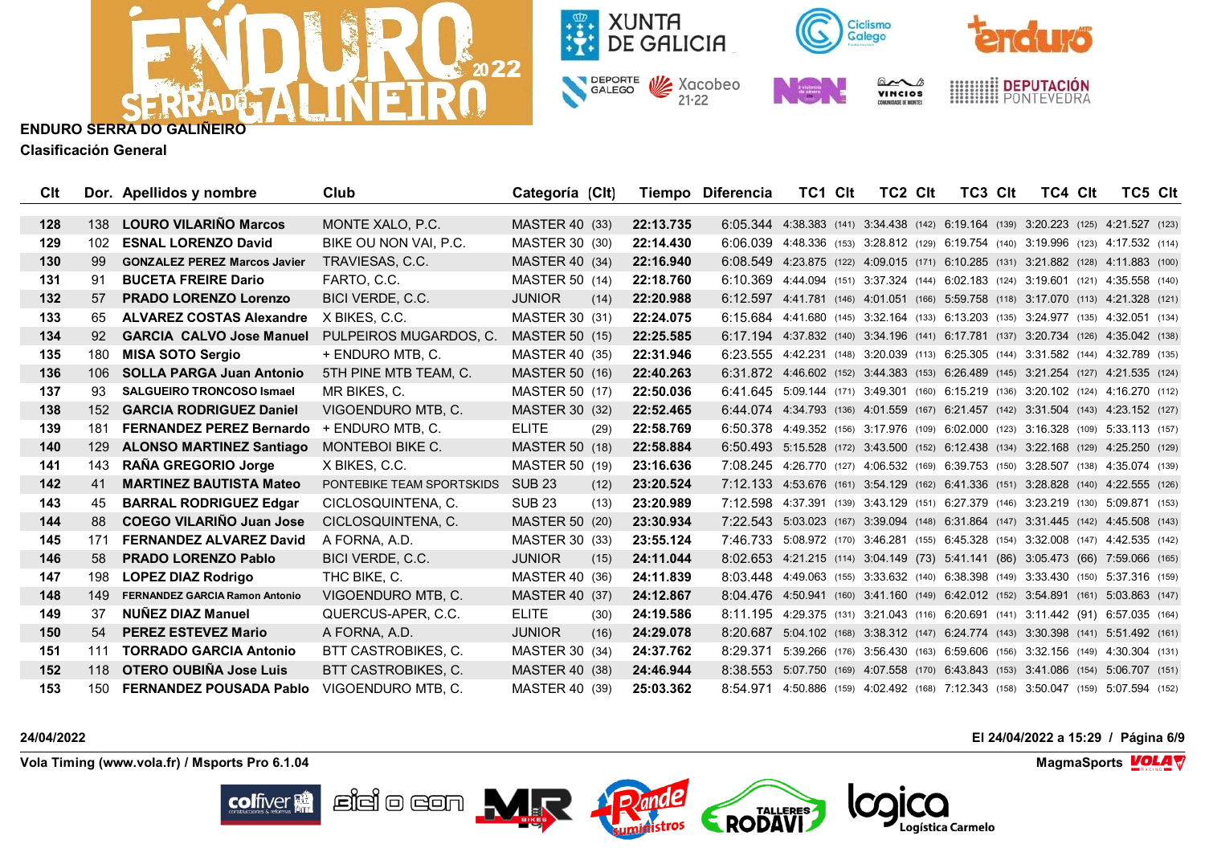**ENDURO SERRA DO GALIÑEIRO**

**Clasificación General**

| Clt | Dor. | Apellidos y nombre | Club | Categoría | (Clt) | Tiempo | Diferencia | TC1 | Clt | TC2 | Clt | TC3 | Clt | TC4 | Clt | TC5 | Clt |
|---|---|---|---|---|---|---|---|---|---|---|---|---|---|---|---|---|---|
| 128 | 138 | LOURO VILARIÑO Marcos | MONTE XALO, P.C. | MASTER 40 | (33) | 22:13.735 | 6:05.344 | 4:38.383 | (141) | 3:34.438 | (142) | 6:19.164 | (139) | 3:20.223 | (125) | 4:21.527 | (123) |
| 129 | 102 | ESNAL LORENZO David | BIKE OU NON VAI, P.C. | MASTER 30 | (30) | 22:14.430 | 6:06.039 | 4:48.336 | (153) | 3:28.812 | (129) | 6:19.754 | (140) | 3:19.996 | (123) | 4:17.532 | (114) |
| 130 | 99 | GONZALEZ PEREZ Marcos Javier | TRAVIESAS, C.C. | MASTER 40 | (34) | 22:16.940 | 6:08.549 | 4:23.875 | (122) | 4:09.015 | (171) | 6:10.285 | (131) | 3:21.882 | (128) | 4:11.883 | (100) |
| 131 | 91 | BUCETA FREIRE Dario | FARTO, C.C. | MASTER 50 | (14) | 22:18.760 | 6:10.369 | 4:44.094 | (151) | 3:37.324 | (144) | 6:02.183 | (124) | 3:19.601 | (121) | 4:35.558 | (140) |
| 132 | 57 | PRADO LORENZO Lorenzo | BICI VERDE, C.C. | JUNIOR | (14) | 22:20.988 | 6:12.597 | 4:41.781 | (146) | 4:01.051 | (166) | 5:59.758 | (118) | 3:17.070 | (113) | 4:21.328 | (121) |
| 133 | 65 | ALVAREZ COSTAS Alexandre | X BIKES, C.C. | MASTER 30 | (31) | 22:24.075 | 6:15.684 | 4:41.680 | (145) | 3:32.164 | (133) | 6:13.203 | (135) | 3:24.977 | (135) | 4:32.051 | (134) |
| 134 | 92 | GARCIA CALVO Jose Manuel | PULPEIROS MUGARDOS, C. | MASTER 50 | (15) | 22:25.585 | 6:17.194 | 4:37.832 | (140) | 3:34.196 | (141) | 6:17.781 | (137) | 3:20.734 | (126) | 4:35.042 | (138) |
| 135 | 180 | MISA SOTO Sergio | + ENDURO MTB, C. | MASTER 40 | (35) | 22:31.946 | 6:23.555 | 4:42.231 | (148) | 3:20.039 | (113) | 6:25.305 | (144) | 3:31.582 | (144) | 4:32.789 | (135) |
| 136 | 106 | SOLLA PARGA Juan Antonio | 5TH PINE MTB TEAM, C. | MASTER 50 | (16) | 22:40.263 | 6:31.872 | 4:46.602 | (152) | 3:44.383 | (153) | 6:26.489 | (145) | 3:21.254 | (127) | 4:21.535 | (124) |
| 137 | 93 | SALGUEIRO TRONCOSO Ismael | MR BIKES, C. | MASTER 50 | (17) | 22:50.036 | 6:41.645 | 5:09.144 | (171) | 3:49.301 | (160) | 6:15.219 | (136) | 3:20.102 | (124) | 4:16.270 | (112) |
| 138 | 152 | GARCIA RODRIGUEZ Daniel | VIGOENDURO MTB, C. | MASTER 30 | (32) | 22:52.465 | 6:44.074 | 4:34.793 | (136) | 4:01.559 | (167) | 6:21.457 | (142) | 3:31.504 | (143) | 4:23.152 | (127) |
| 139 | 181 | FERNANDEZ PEREZ Bernardo | + ENDURO MTB, C. | ELITE | (29) | 22:58.769 | 6:50.378 | 4:49.352 | (156) | 3:17.976 | (109) | 6:02.000 | (123) | 3:16.328 | (109) | 5:33.113 | (157) |
| 140 | 129 | ALONSO MARTINEZ Santiago | MONTEBOI BIKE C. | MASTER 50 | (18) | 22:58.884 | 6:50.493 | 5:15.528 | (172) | 3:43.500 | (152) | 6:12.438 | (134) | 3:22.168 | (129) | 4:25.250 | (129) |
| 141 | 143 | RAÑA GREGORIO Jorge | X BIKES, C.C. | MASTER 50 | (19) | 23:16.636 | 7:08.245 | 4:26.770 | (127) | 4:06.532 | (169) | 6:39.753 | (150) | 3:28.507 | (138) | 4:35.074 | (139) |
| 142 | 41 | MARTINEZ BAUTISTA Mateo | PONTEBIKE TEAM SPORTSKIDS | SUB 23 | (12) | 23:20.524 | 7:12.133 | 4:53.676 | (161) | 3:54.129 | (162) | 6:41.336 | (151) | 3:28.828 | (140) | 4:22.555 | (126) |
| 143 | 45 | BARRAL RODRIGUEZ Edgar | CICLOSQUINTENA, C. | SUB 23 | (13) | 23:20.989 | 7:12.598 | 4:37.391 | (139) | 3:43.129 | (151) | 6:27.379 | (146) | 3:23.219 | (130) | 5:09.871 | (153) |
| 144 | 88 | COEGO VILARIÑO Juan Jose | CICLOSQUINTENA, C. | MASTER 50 | (20) | 23:30.934 | 7:22.543 | 5:03.023 | (167) | 3:39.094 | (148) | 6:31.864 | (147) | 3:31.445 | (142) | 4:45.508 | (143) |
| 145 | 171 | FERNANDEZ ALVAREZ David | A FORNA, A.D. | MASTER 30 | (33) | 23:55.124 | 7:46.733 | 5:08.972 | (170) | 3:46.281 | (155) | 6:45.328 | (154) | 3:32.008 | (147) | 4:42.535 | (142) |
| 146 | 58 | PRADO LORENZO Pablo | BICI VERDE, C.C. | JUNIOR | (15) | 24:11.044 | 8:02.653 | 4:21.215 | (114) | 3:04.149 | (73) | 5:41.141 | (86) | 3:05.473 | (66) | 7:59.066 | (165) |
| 147 | 198 | LOPEZ DIAZ Rodrigo | THC BIKE, C. | MASTER 40 | (36) | 24:11.839 | 8:03.448 | 4:49.063 | (155) | 3:33.632 | (140) | 6:38.398 | (149) | 3:33.430 | (150) | 5:37.316 | (159) |
| 148 | 149 | FERNANDEZ GARCIA Ramon Antonio | VIGOENDURO MTB, C. | MASTER 40 | (37) | 24:12.867 | 8:04.476 | 4:50.941 | (160) | 3:41.160 | (149) | 6:42.012 | (152) | 3:54.891 | (161) | 5:03.863 | (147) |
| 149 | 37 | NUÑEZ DIAZ Manuel | QUERCUS-APER, C.C. | ELITE | (30) | 24:19.586 | 8:11.195 | 4:29.375 | (131) | 3:21.043 | (116) | 6:20.691 | (141) | 3:11.442 | (91) | 6:57.035 | (164) |
| 150 | 54 | PEREZ ESTEVEZ Mario | A FORNA, A.D. | JUNIOR | (16) | 24:29.078 | 8:20.687 | 5:04.102 | (168) | 3:38.312 | (147) | 6:24.774 | (143) | 3:30.398 | (141) | 5:51.492 | (161) |
| 151 | 111 | TORRADO GARCIA Antonio | BTT CASTROBIKES, C. | MASTER 30 | (34) | 24:37.762 | 8:29.371 | 5:39.266 | (176) | 3:56.430 | (163) | 6:59.606 | (156) | 3:32.156 | (149) | 4:30.304 | (131) |
| 152 | 118 | OTERO OUBIÑA Jose Luis | BTT CASTROBIKES, C. | MASTER 40 | (38) | 24:46.944 | 8:38.553 | 5:07.750 | (169) | 4:07.558 | (170) | 6:43.843 | (153) | 3:41.086 | (154) | 5:06.707 | (151) |
| 153 | 150 | FERNANDEZ POUSADA Pablo | VIGOENDURO MTB, C. | MASTER 40 | (39) | 25:03.362 | 8:54.971 | 4:50.886 | (159) | 4:02.492 | (168) | 7:12.343 | (158) | 3:50.047 | (159) | 5:07.594 | (152) |

24/04/2022

El 24/04/2022 a 15:29

Vola Timing (www.vola.fr) / Msports Pro 6.1.04

MagmaSports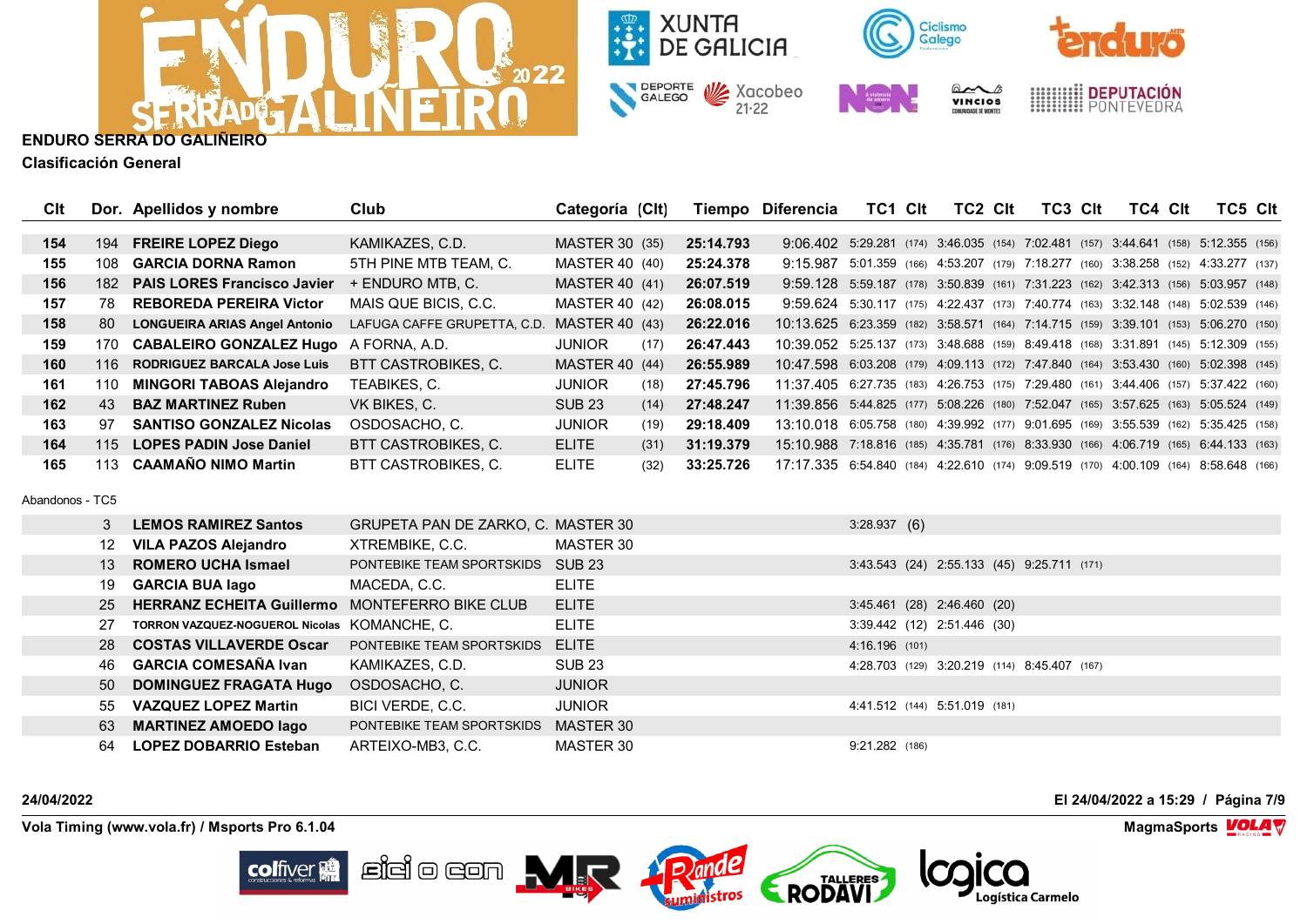## ENDURO SERRA DO GALIÑEIRO

### Clasificación General

| Clt | Dor. | Apellidos y nombre | Club | Categoría | (Clt) | Tiempo | Diferencia | TC1 | Clt | TC2 | Clt | TC3 | Clt | TC4 | Clt | TC5 | Clt |
|---|---|---|---|---|---|---|---|---|---|---|---|---|---|---|---|---|---|
| 154 | 194 | FREIRE LOPEZ Diego | KAMIKAZES, C.D. | MASTER 30 | (35) | 25:14.793 | 9:06.402 | 5:29.281 | (174) | 3:46.035 | (154) | 7:02.481 | (157) | 3:44.641 | (158) | 5:12.355 | (156) |
| 155 | 108 | GARCIA DORNA Ramon | 5TH PINE MTB TEAM, C. | MASTER 40 | (40) | 25:24.378 | 9:15.987 | 5:01.359 | (166) | 4:53.207 | (179) | 7:18.277 | (160) | 3:38.258 | (152) | 4:33.277 | (137) |
| 156 | 182 | PAIS LORES Francisco Javier | + ENDURO MTB, C. | MASTER 40 | (41) | 26:07.519 | 9:59.128 | 5:59.187 | (178) | 3:50.839 | (161) | 7:31.223 | (162) | 3:42.313 | (156) | 5:03.957 | (148) |
| 157 | 78 | REBOREDA PEREIRA Victor | MAIS QUE BICIS, C.C. | MASTER 40 | (42) | 26:08.015 | 9:59.624 | 5:30.117 | (175) | 4:22.437 | (173) | 7:40.774 | (163) | 3:32.148 | (148) | 5:02.539 | (146) |
| 158 | 80 | LONGUEIRA ARIAS Angel Antonio | LAFUGA CAFFE GRUPETTA, C.D. | MASTER 40 | (43) | 26:22.016 | 10:13.625 | 6:23.359 | (182) | 3:58.571 | (164) | 7:14.715 | (159) | 3:39.101 | (153) | 5:06.270 | (150) |
| 159 | 170 | CABALEIRO GONZALEZ Hugo | A FORNA, A.D. | JUNIOR | (17) | 26:47.443 | 10:39.052 | 5:25.137 | (173) | 3:48.688 | (159) | 8:49.418 | (168) | 3:31.891 | (145) | 5:12.309 | (155) |
| 160 | 116 | RODRIGUEZ BARCALA Jose Luis | BTT CASTROBIKES, C. | MASTER 40 | (44) | 26:55.989 | 10:47.598 | 6:03.208 | (179) | 4:09.113 | (172) | 7:47.840 | (164) | 3:53.430 | (160) | 5:02.398 | (145) |
| 161 | 110 | MINGORI TABOAS Alejandro | TEABIKES, C. | JUNIOR | (18) | 27:45.796 | 11:37.405 | 6:27.735 | (183) | 4:26.753 | (175) | 7:29.480 | (161) | 3:44.406 | (157) | 5:37.422 | (160) |
| 162 | 43 | BAZ MARTINEZ Ruben | VK BIKES, C. | SUB 23 | (14) | 27:48.247 | 11:39.856 | 5:44.825 | (177) | 5:08.226 | (180) | 7:52.047 | (165) | 3:57.625 | (163) | 5:05.524 | (149) |
| 163 | 97 | SANTISO GONZALEZ Nicolas | OSDOSACHO, C. | JUNIOR | (19) | 29:18.409 | 13:10.018 | 6:05.758 | (180) | 4:39.992 | (177) | 9:01.695 | (169) | 3:55.539 | (162) | 5:35.425 | (158) |
| 164 | 115 | LOPES PADIN Jose Daniel | BTT CASTROBIKES, C. | ELITE | (31) | 31:19.379 | 15:10.988 | 7:18.816 | (185) | 4:35.781 | (176) | 8:33.930 | (166) | 4:06.719 | (165) | 6:44.133 | (163) |
| 165 | 113 | CAAMAÑO NIMO Martin | BTT CASTROBIKES, C. | ELITE | (32) | 33:25.726 | 17:17.335 | 6:54.840 | (184) | 4:22.610 | (174) | 9:09.519 | (170) | 4:00.109 | (164) | 8:58.648 | (166) |

Abandonos - TC5

| Clt | Dor. | Apellidos y nombre | Club | Categoría | (Clt) | Tiempo | Diferencia | TC1 | Clt | TC2 | Clt | TC3 | Clt | TC4 | Clt | TC5 | Clt |
|---|---|---|---|---|---|---|---|---|---|---|---|---|---|---|---|---|---|
| | 3 | LEMOS RAMIREZ Santos | GRUPETA PAN DE ZARKO, C. | MASTER 30 | | | | 3:28.937 | (6) | | | | | | | | |
| | 12 | VILA PAZOS Alejandro | XTREMBIKE, C.C. | MASTER 30 | | | | | | | | | | | | | |
| | 13 | ROMERO UCHA Ismael | PONTEBIKE TEAM SPORTSKIDS | SUB 23 | | | | 3:43.543 | (24) | 2:55.133 | (45) | 9:25.711 | (171) | | | | |
| | 19 | GARCIA BUA Iago | MACEDA, C.C. | ELITE | | | | | | | | | | | | | |
| | 25 | HERRANZ ECHEITA Guillermo | MONTEFERRO BIKE CLUB | ELITE | | | | 3:45.461 | (28) | 2:46.460 | (20) | | | | | | |
| | 27 | TORRON VAZQUEZ-NOGUEROL Nicolas | KOMANCHE, C. | ELITE | | | | 3:39.442 | (12) | 2:51.446 | (30) | | | | | | |
| | 28 | COSTAS VILLAVERDE Oscar | PONTEBIKE TEAM SPORTSKIDS | ELITE | | | | 4:16.196 | (101) | | | | | | | | |
| | 46 | GARCIA COMESAÑA Ivan | KAMIKAZES, C.D. | SUB 23 | | | | 4:28.703 | (129) | 3:20.219 | (114) | 8:45.407 | (167) | | | | |
| | 50 | DOMINGUEZ FRAGATA Hugo | OSDOSACHO, C. | JUNIOR | | | | | | | | | | | | | |
| | 55 | VAZQUEZ LOPEZ Martin | BICI VERDE, C.C. | JUNIOR | | | | 4:41.512 | (144) | 5:51.019 | (181) | | | | | | |
| | 63 | MARTINEZ AMOEDO Iago | PONTEBIKE TEAM SPORTSKIDS | MASTER 30 | | | | | | | | | | | | | |
| | 64 | LOPEZ DOBARRIO Esteban | ARTEIXO-MB3, C.C. | MASTER 30 | | | | 9:21.282 | (186) | | | | | | | | |

24/04/2022 — El 24/04/2022 a 15:29

Vola Timing (www.vola.fr) / Msports Pro 6.1.04 — MagmaSports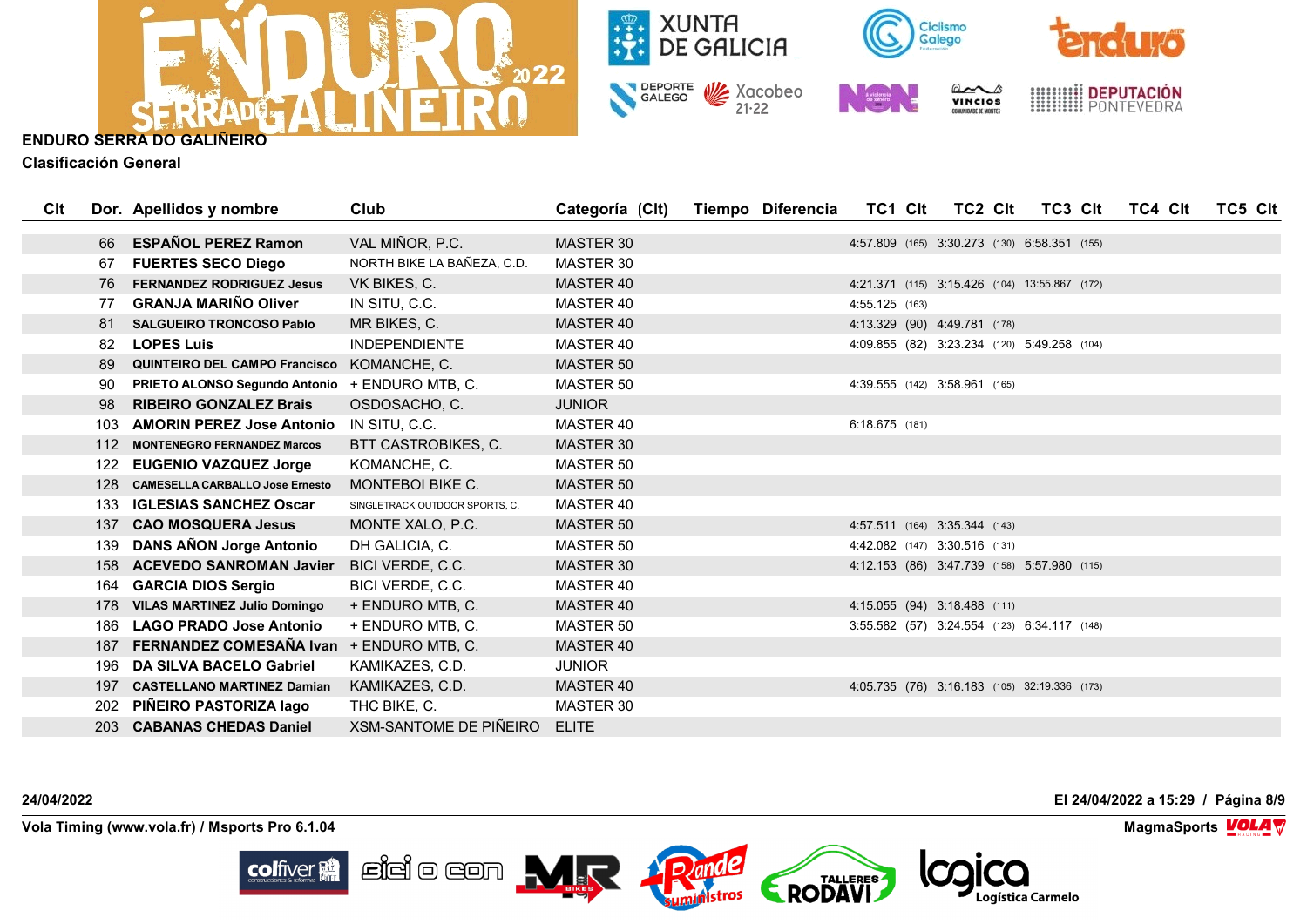**ENDURO SERRA DO GALIÑEIRO**

**Clasificación General**

| Clt | Dor. | Apellidos y nombre | Club | Categoría (Clt) | Tiempo | Diferencia | TC1 | Clt | TC2 | Clt | TC3 | Clt | TC4 | Clt | TC5 | Clt |
|---|---|---|---|---|---|---|---|---|---|---|---|---|---|---|---|---|
| | 66 | **ESPAÑOL PEREZ Ramon** | VAL MIÑOR, P.C. | MASTER 30 | | | 4:57.809 | (165) | 3:30.273 | (130) | 6:58.351 | (155) | | | | |
| | 67 | **FUERTES SECO Diego** | NORTH BIKE LA BAÑEZA, C.D. | MASTER 30 | | | | | | | | | | | | |
| | 76 | **FERNANDEZ RODRIGUEZ Jesus** | VK BIKES, C. | MASTER 40 | | | 4:21.371 | (115) | 3:15.426 | (104) | 13:55.867 | (172) | | | | |
| | 77 | **GRANJA MARIÑO Oliver** | IN SITU, C.C. | MASTER 40 | | | 4:55.125 | (163) | | | | | | | | |
| | 81 | **SALGUEIRO TRONCOSO Pablo** | MR BIKES, C. | MASTER 40 | | | 4:13.329 | (90) | 4:49.781 | (178) | | | | | | |
| | 82 | **LOPES Luis** | INDEPENDIENTE | MASTER 40 | | | 4:09.855 | (82) | 3:23.234 | (120) | 5:49.258 | (104) | | | | |
| | 89 | **QUINTEIRO DEL CAMPO Francisco** | KOMANCHE, C. | MASTER 50 | | | | | | | | | | | | |
| | 90 | **PRIETO ALONSO Segundo Antonio** | + ENDURO MTB, C. | MASTER 50 | | | 4:39.555 | (142) | 3:58.961 | (165) | | | | | | |
| | 98 | **RIBEIRO GONZALEZ Brais** | OSDOSACHO, C. | JUNIOR | | | | | | | | | | | | |
| | 103 | **AMORIN PEREZ Jose Antonio** | IN SITU, C.C. | MASTER 40 | | | 6:18.675 | (181) | | | | | | | | |
| | 112 | **MONTENEGRO FERNANDEZ Marcos** | BTT CASTROBIKES, C. | MASTER 30 | | | | | | | | | | | | |
| | 122 | **EUGENIO VAZQUEZ Jorge** | KOMANCHE, C. | MASTER 50 | | | | | | | | | | | | |
| | 128 | **CAMESELLA CARBALLO Jose Ernesto** | MONTEBOI BIKE C. | MASTER 50 | | | | | | | | | | | | |
| | 133 | **IGLESIAS SANCHEZ Oscar** | SINGLETRACK OUTDOOR SPORTS, C. | MASTER 40 | | | | | | | | | | | | |
| | 137 | **CAO MOSQUERA Jesus** | MONTE XALO, P.C. | MASTER 50 | | | 4:57.511 | (164) | 3:35.344 | (143) | | | | | | |
| | 139 | **DANS AÑON Jorge Antonio** | DH GALICIA, C. | MASTER 50 | | | 4:42.082 | (147) | 3:30.516 | (131) | | | | | | |
| | 158 | **ACEVEDO SANROMAN Javier** | BICI VERDE, C.C. | MASTER 30 | | | 4:12.153 | (86) | 3:47.739 | (158) | 5:57.980 | (115) | | | | |
| | 164 | **GARCIA DIOS Sergio** | BICI VERDE, C.C. | MASTER 40 | | | | | | | | | | | | |
| | 178 | **VILAS MARTINEZ Julio Domingo** | + ENDURO MTB, C. | MASTER 40 | | | 4:15.055 | (94) | 3:18.488 | (111) | | | | | | |
| | 186 | **LAGO PRADO Jose Antonio** | + ENDURO MTB, C. | MASTER 50 | | | 3:55.582 | (57) | 3:24.554 | (123) | 6:34.117 | (148) | | | | |
| | 187 | **FERNANDEZ COMESAÑA Ivan** | + ENDURO MTB, C. | MASTER 40 | | | | | | | | | | | | |
| | 196 | **DA SILVA BACELO Gabriel** | KAMIKAZES, C.D. | JUNIOR | | | | | | | | | | | | |
| | 197 | **CASTELLANO MARTINEZ Damian** | KAMIKAZES, C.D. | MASTER 40 | | | 4:05.735 | (76) | 3:16.183 | (105) | 32:19.336 | (173) | | | | |
| | 202 | **PIÑEIRO PASTORIZA Iago** | THC BIKE, C. | MASTER 30 | | | | | | | | | | | | |
| | 203 | **CABANAS CHEDAS Daniel** | XSM-SANTOME DE PIÑEIRO | ELITE | | | | | | | | | | | | |

**24/04/2022** — **El 24/04/2022 a 15:29**

**Vola Timing (www.vola.fr) / Msports Pro 6.1.04** — **MagmaSports**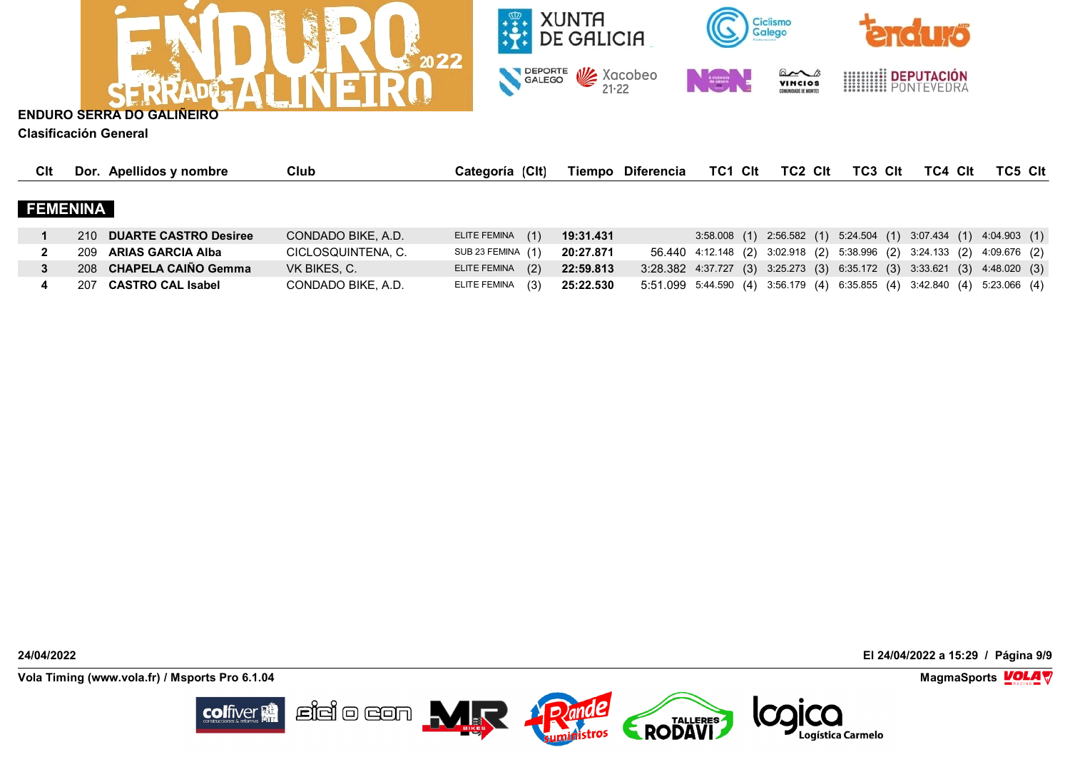## ENDURO SERRA DO GALIÑEIRO

**Clasificación General**

| Clt | Dor. | Apellidos y nombre | Club | Categoría | (Clt) | Tiempo | Diferencia | TC1 | Clt | TC2 | Clt | TC3 | Clt | TC4 | Clt | TC5 | Clt |
|---|---|---|---|---|---|---|---|---|---|---|---|---|---|---|---|---|---|
| **FEMENINA** | | | | | | | | | | | | | | | | | |
| 1 | 210 | **DUARTE CASTRO Desiree** | CONDADO BIKE, A.D. | ELITE FEMINA | (1) | **19:31.431** | | 3:58.008 | (1) | 2:56.582 | (1) | 5:24.504 | (1) | 3:07.434 | (1) | 4:04.903 | (1) |
| 2 | 209 | **ARIAS GARCIA Alba** | CICLOSQUINTENA, C. | SUB 23 FEMINA | (1) | **20:27.871** | 56.440 | 4:12.148 | (2) | 3:02.918 | (2) | 5:38.996 | (2) | 3:24.133 | (2) | 4:09.676 | (2) |
| 3 | 208 | **CHAPELA CAIÑO Gemma** | VK BIKES, C. | ELITE FEMINA | (2) | **22:59.813** | 3:28.382 | 4:37.727 | (3) | 3:25.273 | (3) | 6:35.172 | (3) | 3:33.621 | (3) | 4:48.020 | (3) |
| 4 | 207 | **CASTRO CAL Isabel** | CONDADO BIKE, A.D. | ELITE FEMINA | (3) | **25:22.530** | 5:51.099 | 5:44.590 | (4) | 3:56.179 | (4) | 6:35.855 | (4) | 3:42.840 | (4) | 5:23.066 | (4) |

24/04/2022

El 24/04/2022 a 15:29

Vola Timing (www.vola.fr) / Msports Pro 6.1.04

MagmaSports